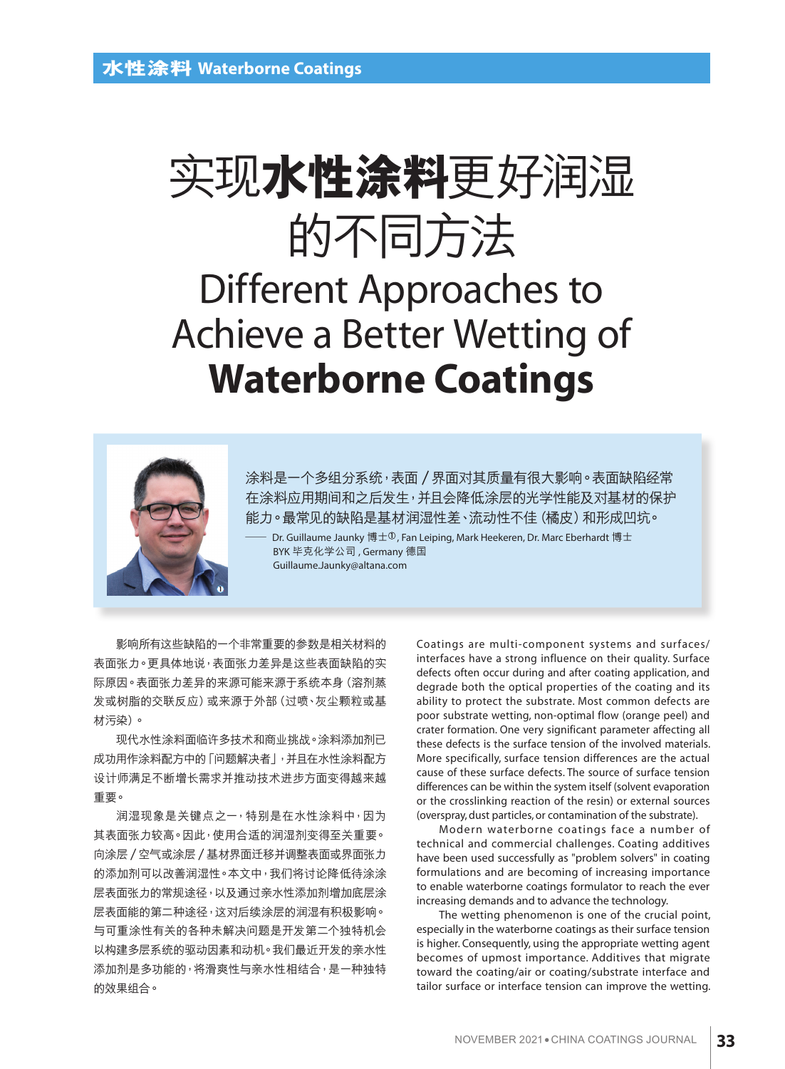# 实现水性涂料更好润湿的不同方法

# Different Approaches to Achieve a Better Wetting of **Waterborne Coatings**

涂料是一个多组分系统，表面 / 界面对其质量有很大影响。表面缺陷经常在涂料应用期间和之后发生，并且会降低涂层的光学性能及对基材的保护能力。最常见的缺陷是基材润湿性差、流动性不佳（橘皮）和形成凹坑。

—— Dr. Guillaume Jaunky 博士①, Fan Leiping, Mark Heekeren, Dr. Marc Eberhardt 博士
BYK 毕克化学公司 , Germany 德国
Guillaume.Jaunky@altana.com

影响所有这些缺陷的一个非常重要的参数是相关材料的表面张力。更具体地说，表面张力差异是这些表面缺陷的实际原因。表面张力差异的来源可能来源于系统本身（溶剂蒸发或树脂的交联反应）或来源于外部（过喷、灰尘颗粒或基材污染）。

现代水性涂料面临许多技术和商业挑战。涂料添加剂已成功用作涂料配方中的「问题解决者」，并且在水性涂料配方设计师满足不断增长需求并推动技术进步方面变得越来越重要。

润湿现象是关键点之一，特别是在水性涂料中，因为其表面张力较高。因此，使用合适的润湿剂变得至关重要。向涂层 / 空气或涂层 / 基材界面迁移并调整表面或界面张力的添加剂可以改善润湿性。本文中，我们将讨论降低待涂层表面张力的常规途径，以及通过亲水性添加剂增加底层涂层表面能的第二种途径，这对后续涂层的润湿有积极影响。与可重涂性有关的各种未解决问题是开发第二个独特机会以构建多层系统的驱动因素和动机。我们最近开发的亲水性添加剂是多功能的，将滑爽性与亲水性相结合，是一种独特的效果组合。

Coatings are multi-component systems and surfaces/interfaces have a strong influence on their quality. Surface defects often occur during and after coating application, and degrade both the optical properties of the coating and its ability to protect the substrate. Most common defects are poor substrate wetting, non-optimal flow (orange peel) and crater formation. One very significant parameter affecting all these defects is the surface tension of the involved materials. More specifically, surface tension differences are the actual cause of these surface defects. The source of surface tension differences can be within the system itself (solvent evaporation or the crosslinking reaction of the resin) or external sources (overspray, dust particles, or contamination of the substrate).

Modern waterborne coatings face a number of technical and commercial challenges. Coating additives have been used successfully as "problem solvers" in coating formulations and are becoming of increasing importance to enable waterborne coatings formulator to reach the ever increasing demands and to advance the technology.

The wetting phenomenon is one of the crucial point, especially in the waterborne coatings as their surface tension is higher. Consequently, using the appropriate wetting agent becomes of upmost importance. Additives that migrate toward the coating/air or coating/substrate interface and tailor surface or interface tension can improve the wetting.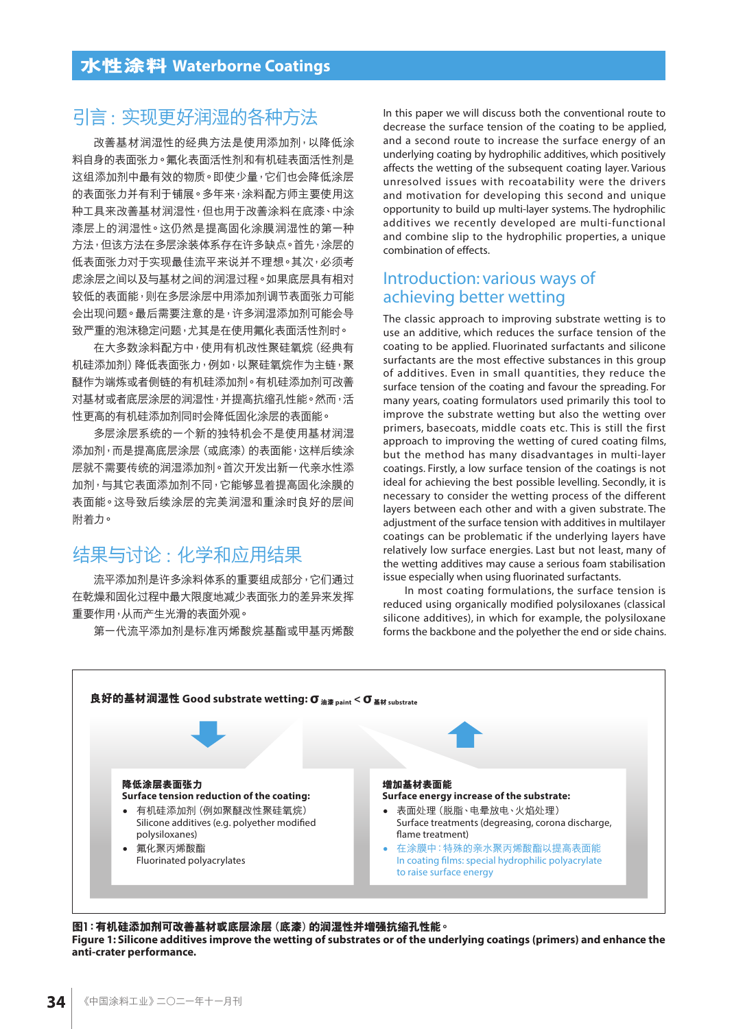## 引言：实现更好润湿的各种方法

改善基材润湿性的经典方法是使用添加剂，以降低涂料自身的表面张力。氟化表面活性剂和有机硅表面活性剂是这组添加剂中最有效的物质。即使少量，它们也会降低涂层的表面张力并有利于铺展。多年来，涂料配方师主要使用这种工具来改善基材润湿性，但也用于改善涂料在底漆、中涂漆层上的润湿性。这仍然是提高固化涂膜润湿性的第一种方法，但该方法在多层涂装体系存在许多缺点。首先，涂层的低表面张力对于实现最佳流平来说并不理想。其次，必须考虑涂层之间以及与基材之间的润湿过程。如果底层具有相对较低的表面能，则在多层涂层中用添加剂调节表面张力可能会出现问题。最后需要注意的是，许多润湿添加剂可能会导致严重的泡沫稳定问题，尤其是在使用氟化表面活性剂时。

在大多数涂料配方中，使用有机改性聚硅氧烷（经典有机硅添加剂）降低表面张力，例如，以聚硅氧烷作为主链，聚醚作为端炼或者侧链的有机硅添加剂。有机硅添加剂可改善对基材或者底层涂层的润湿性，并提高抗缩孔性能。然而，活性更高的有机硅添加剂同时会降低固化涂层的表面能。

多层涂层系统的一个新的独特机会不是使用基材润湿添加剂，而是提高底层涂层（或底漆）的表面能，这样后续涂层就不需要传统的润湿添加剂。首次开发出新一代亲水性添加剂，与其它表面添加剂不同，它能够显着提高固化涂膜的表面能。这导致后续涂层的完美润湿和重涂时良好的层间附着力。

## 结果与讨论：化学和应用结果

流平添加剂是许多涂料体系的重要组成部分，它们通过在乾燥和固化过程中最大限度地减少表面张力的差异来发挥重要作用，从而产生光滑的表面外观。

第一代流平添加剂是标准丙烯酸烷基酯或甲基丙烯酸

In this paper we will discuss both the conventional route to decrease the surface tension of the coating to be applied, and a second route to increase the surface energy of an underlying coating by hydrophilic additives, which positively affects the wetting of the subsequent coating layer. Various unresolved issues with recoatability were the drivers and motivation for developing this second and unique opportunity to build up multi-layer systems. The hydrophilic additives we recently developed are multi-functional and combine slip to the hydrophilic properties, a unique combination of effects.

## Introduction: various ways of achieving better wetting

The classic approach to improving substrate wetting is to use an additive, which reduces the surface tension of the coating to be applied. Fluorinated surfactants and silicone surfactants are the most effective substances in this group of additives. Even in small quantities, they reduce the surface tension of the coating and favour the spreading. For many years, coating formulators used primarily this tool to improve the substrate wetting but also the wetting over primers, basecoats, middle coats etc. This is still the first approach to improving the wetting of cured coating films, but the method has many disadvantages in multi-layer coatings. Firstly, a low surface tension of the coatings is not ideal for achieving the best possible levelling. Secondly, it is necessary to consider the wetting process of the different layers between each other and with a given substrate. The adjustment of the surface tension with additives in multilayer coatings can be problematic if the underlying layers have relatively low surface energies. Last but not least, many of the wetting additives may cause a serious foam stabilisation issue especially when using fluorinated surfactants.

In most coating formulations, the surface tension is reduced using organically modified polysiloxanes (classical silicone additives), in which for example, the polysiloxane forms the backbone and the polyether the end or side chains.

**良好的基材润湿性 Good substrate wetting: $\sigma_{\text{油漆 paint}} < \sigma_{\text{基材 substrate}}$**

| **降低涂层表面张力<br>Surface tension reduction of the coating:** | **增加基材表面能<br>Surface energy increase of the substrate:** |
|---|---|
| • 有机硅添加剂（例如聚醚改性聚硅氧烷）<br>Silicone additives (e.g. polyether modified polysiloxanes)<br>• 氟化聚丙烯酸酯<br>Fluorinated polyacrylates | • 表面处理（脱脂、电晕放电、火焰处理）<br>Surface treatments (degreasing, corona discharge, flame treatment)<br>• 在涂膜中：特殊的亲水聚丙烯酸酯以提高表面能<br>In coating films: special hydrophilic polyacrylate to raise surface energy |

**图1：有机硅添加剂可改善基材或底层涂层（底漆）的润湿性并增强抗缩孔性能。**
**Figure 1: Silicone additives improve the wetting of substrates or of the underlying coatings (primers) and enhance the anti-crater performance.**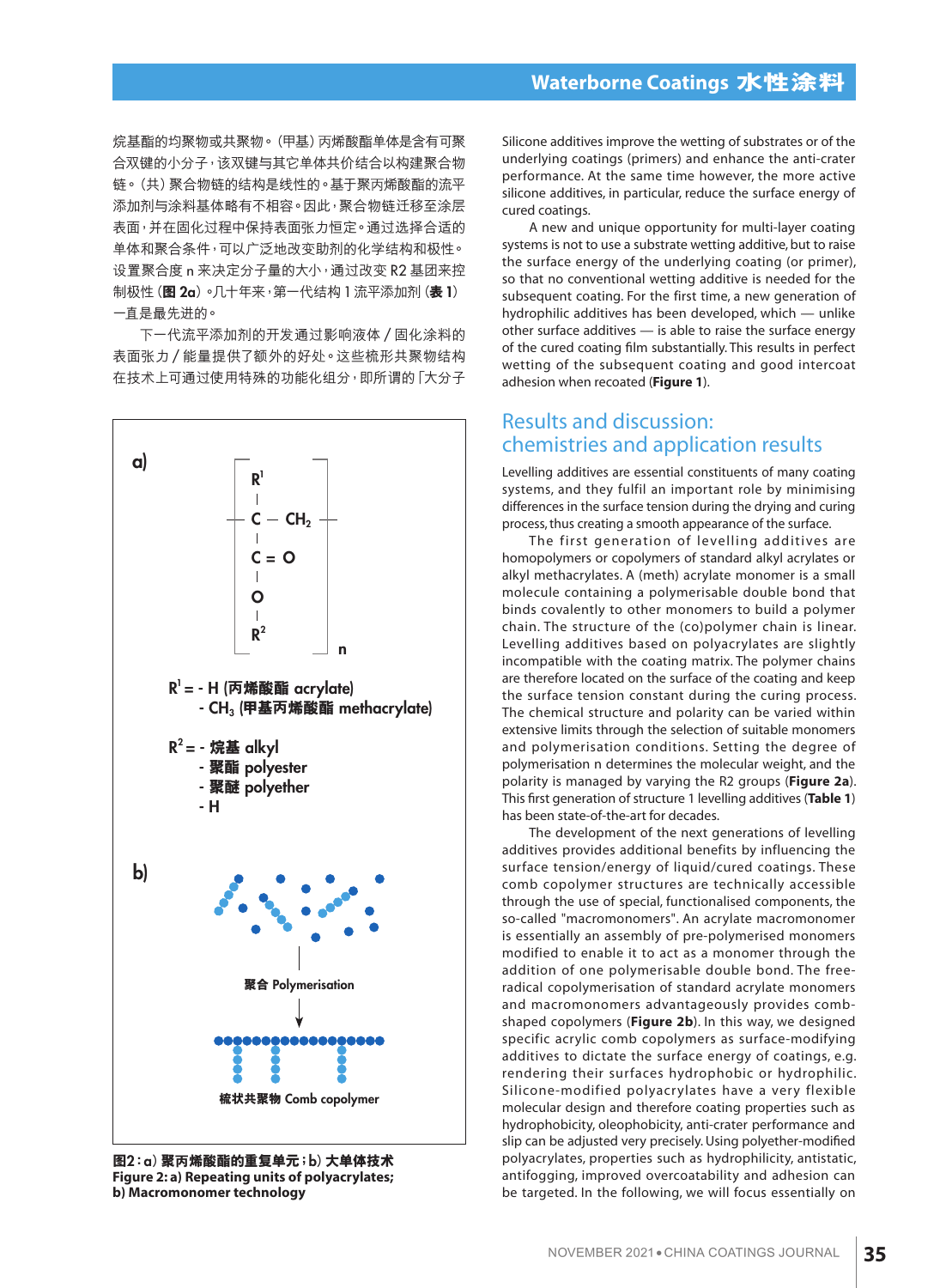烷基酯的均聚物或共聚物。（甲基）丙烯酸酯单体是含有可聚合双键的小分子，该双键与其它单体共价结合以构建聚合物链。（共）聚合物链的结构是线性的。基于聚丙烯酸酯的流平添加剂与涂料基体略有不相容。因此，聚合物链迁移至涂层表面，并在固化过程中保持表面张力恒定。通过选择合适的单体和聚合条件，可以广泛地改变助剂的化学结构和极性。设置聚合度 n 来决定分子量的大小，通过改变 R2 基团来控制极性（**图 2a**）。几十年来，第一代结构 1 流平添加剂（**表 1**）一直是最先进的。

下一代流平添加剂的开发通过影响液体 / 固化涂料的表面张力 / 能量提供了额外的好处。这些梳形共聚物结构在技术上可通过使用特殊的功能化组分，即所谓的「大分子

a)

$R^1 = -H$ (丙烯酸酯 acrylate)
$\phantom{R^1 =} -CH_3$ (甲基丙烯酸酯 methacrylate)

$R^2 = -$ 烷基 alkyl
- 聚酯 polyester
- 聚醚 polyether
- H

b)

聚合 Polymerisation

梳状共聚物 Comb copolymer

**图2：a）聚丙烯酸酯的重复单元；b）大单体技术**
**Figure 2: a) Repeating units of polyacrylates; b) Macromonomer technology**

Silicone additives improve the wetting of substrates or of the underlying coatings (primers) and enhance the anti-crater performance. At the same time however, the more active silicone additives, in particular, reduce the surface energy of cured coatings.

A new and unique opportunity for multi-layer coating systems is not to use a substrate wetting additive, but to raise the surface energy of the underlying coating (or primer), so that no conventional wetting additive is needed for the subsequent coating. For the first time, a new generation of hydrophilic additives has been developed, which — unlike other surface additives — is able to raise the surface energy of the cured coating film substantially. This results in perfect wetting of the subsequent coating and good intercoat adhesion when recoated (**Figure 1**).

## Results and discussion: chemistries and application results

Levelling additives are essential constituents of many coating systems, and they fulfil an important role by minimising differences in the surface tension during the drying and curing process, thus creating a smooth appearance of the surface.

The first generation of levelling additives are homopolymers or copolymers of standard alkyl acrylates or alkyl methacrylates. A (meth) acrylate monomer is a small molecule containing a polymerisable double bond that binds covalently to other monomers to build a polymer chain. The structure of the (co)polymer chain is linear. Levelling additives based on polyacrylates are slightly incompatible with the coating matrix. The polymer chains are therefore located on the surface of the coating and keep the surface tension constant during the curing process. The chemical structure and polarity can be varied within extensive limits through the selection of suitable monomers and polymerisation conditions. Setting the degree of polymerisation n determines the molecular weight, and the polarity is managed by varying the R2 groups (**Figure 2a**). This first generation of structure 1 levelling additives (**Table 1**) has been state-of-the-art for decades.

The development of the next generations of levelling additives provides additional benefits by influencing the surface tension/energy of liquid/cured coatings. These comb copolymer structures are technically accessible through the use of special, functionalised components, the so-called "macromonomers". An acrylate macromonomer is essentially an assembly of pre-polymerised monomers modified to enable it to act as a monomer through the addition of one polymerisable double bond. The free-radical copolymerisation of standard acrylate monomers and macromonomers advantageously provides comb-shaped copolymers (**Figure 2b**). In this way, we designed specific acrylic comb copolymers as surface-modifying additives to dictate the surface energy of coatings, e.g. rendering their surfaces hydrophobic or hydrophilic. Silicone-modified polyacrylates have a very flexible molecular design and therefore coating properties such as hydrophobicity, oleophobicity, anti-crater performance and slip can be adjusted very precisely. Using polyether-modified polyacrylates, properties such as hydrophilicity, antistatic, antifogging, improved overcoatability and adhesion can be targeted. In the following, we will focus essentially on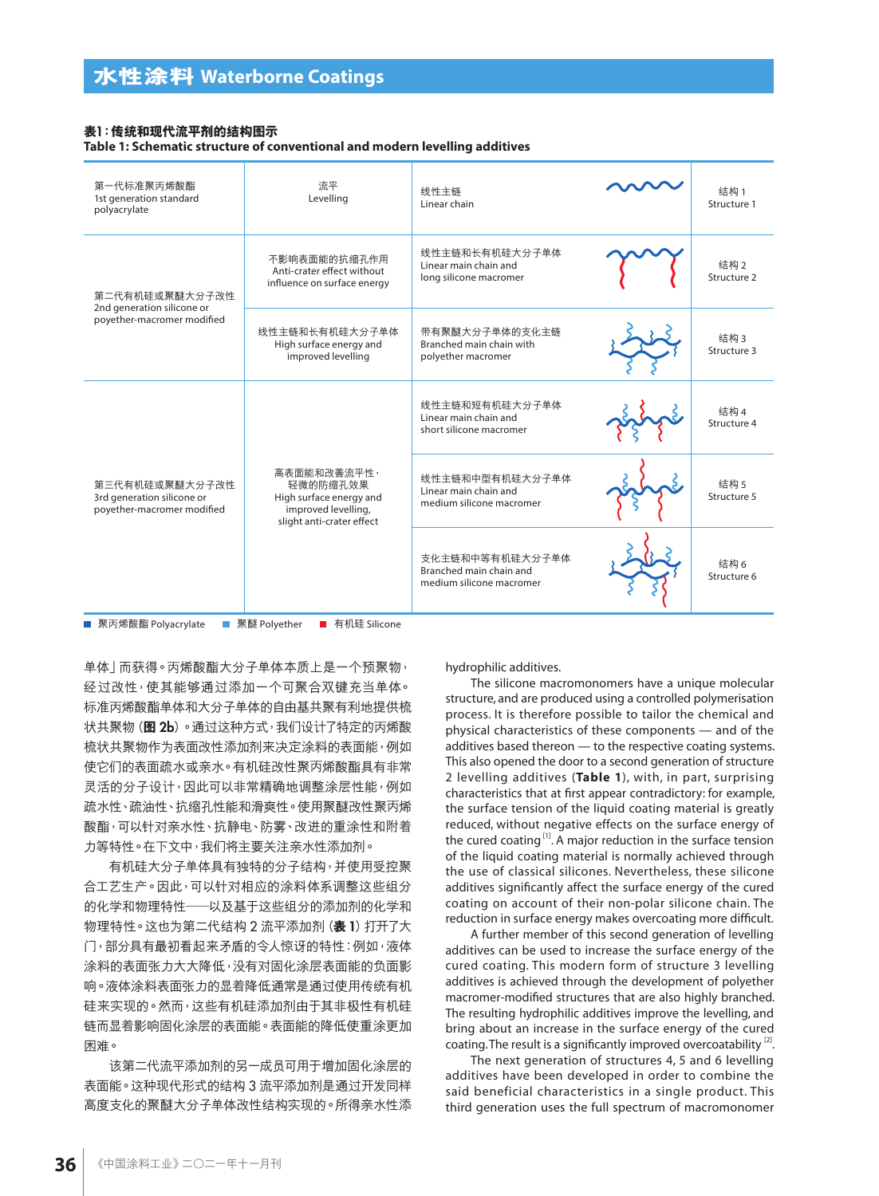**表1：传统和现代流平剂的结构图示**
**Table 1: Schematic structure of conventional and modern levelling additives**

| | | | |
|---|---|---|---|
| 第一代标准聚丙烯酸酯 1st generation standard polyacrylate | 流平 Levelling | 线性主链 Linear chain | 结构 1 Structure 1 |
| 第二代有机硅或聚醚大分子改性 2nd generation silicone or poyether-macromer modified | 不影响表面能的抗缩孔作用 Anti-crater effect without influence on surface energy | 线性主链和长有机硅大分子单体 Linear main chain and long silicone macromer | 结构 2 Structure 2 |
| | 线性主链和长有机硅大分子单体 High surface energy and improved levelling | 带有聚醚大分子单体的支化主链 Branched main chain with polyether macromer | 结构 3 Structure 3 |
| 第三代有机硅或聚醚大分子改性 3rd generation silicone or poyether-macromer modified | 高表面能和改善流平性，轻微的防缩孔效果 High surface energy and improved levelling, slight anti-crater effect | 线性主链和短有机硅大分子单体 Linear main chain and short silicone macromer | 结构 4 Structure 4 |
| | | 线性主链和中型有机硅大分子单体 Linear main chain and medium silicone macromer | 结构 5 Structure 5 |
| | | 支化主链和中等有机硅大分子单体 Branched main chain and medium silicone macromer | 结构 6 Structure 6 |

聚丙烯酸酯 Polyacrylate　聚醚 Polyether　有机硅 Silicone

单体」而获得。丙烯酸酯大分子单体本质上是一个预聚物，经过改性，使其能够通过添加一个可聚合双键充当单体。标准丙烯酸酯单体和大分子单体的自由基共聚有利地提供梳状共聚物（**图 2b**）。通过这种方式，我们设计了特定的丙烯酸梳状共聚物作为表面改性添加剂来决定涂料的表面能，例如使它们的表面疏水或亲水。有机硅改性聚丙烯酸酯具有非常灵活的分子设计，因此可以非常精确地调整涂层性能，例如疏水性、疏油性、抗缩孔性能和滑爽性。使用聚醚改性聚丙烯酸酯，可以针对亲水性、抗静电、防雾、改进的重涂性和附着力等特性。在下文中，我们将主要关注亲水性添加剂。

有机硅大分子单体具有独特的分子结构，并使用受控聚合工艺生产。因此，可以针对相应的涂料体系调整这些组分的化学和物理特性——以及基于这些组分的添加剂的化学和物理特性。这也为第二代结构 2 流平添加剂（**表 1**）打开了大门，部分具有最初看起来矛盾的令人惊讶的特性：例如，液体涂料的表面张力大大降低，没有对固化涂层表面能的负面影响。液体涂料表面张力的显着降低通常是通过使用传统有机硅来实现的。然而，这些有机硅添加剂由于其非极性有机硅链而显着影响固化涂层的表面能。表面能的降低使重涂更加困难。

该第二代流平添加剂的另一成员可用于增加固化涂层的表面能。这种现代形式的结构 3 流平添加剂是通过开发同样高度支化的聚醚大分子单体改性结构实现的。所得亲水性添加剂。

hydrophilic additives.

The silicone macromonomers have a unique molecular structure, and are produced using a controlled polymerisation process. It is therefore possible to tailor the chemical and physical characteristics of these components — and of the additives based thereon — to the respective coating systems. This also opened the door to a second generation of structure 2 levelling additives (**Table 1**), with, in part, surprising characteristics that at first appear contradictory: for example, the surface tension of the liquid coating material is greatly reduced, without negative effects on the surface energy of the cured coating [1]. A major reduction in the surface tension of the liquid coating material is normally achieved through the use of classical silicones. Nevertheless, these silicone additives significantly affect the surface energy of the cured coating on account of their non-polar silicone chain. The reduction in surface energy makes overcoating more difficult.

A further member of this second generation of levelling additives can be used to increase the surface energy of the cured coating. This modern form of structure 3 levelling additives is achieved through the development of polyether macromer-modified structures that are also highly branched. The resulting hydrophilic additives improve the levelling, and bring about an increase in the surface energy of the cured coating. The result is a significantly improved overcoatability [2].

The next generation of structures 4, 5 and 6 levelling additives have been developed in order to combine the said beneficial characteristics in a single product. This third generation uses the full spectrum of macromonomer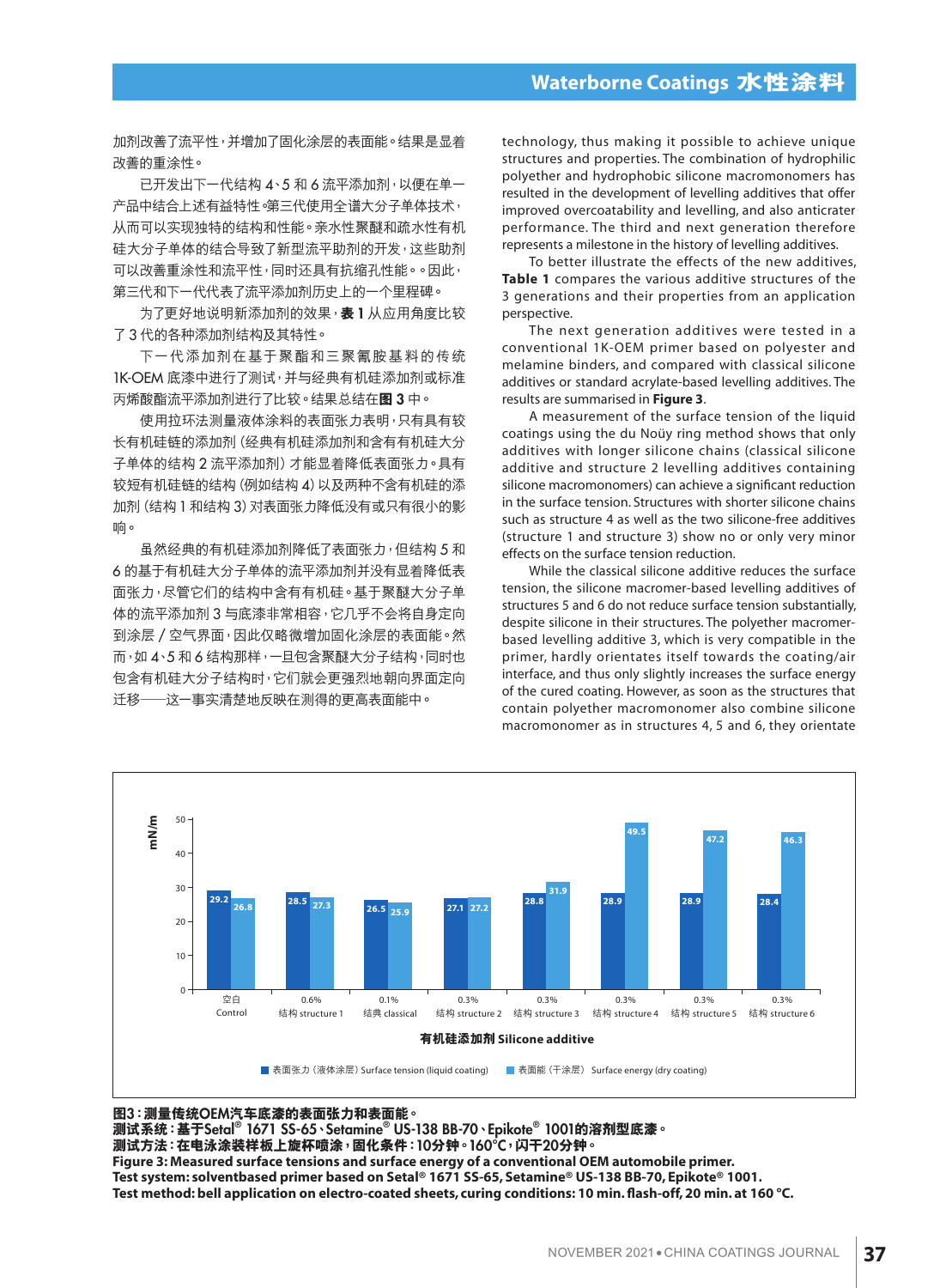加剂改善了流平性，并增加了固化涂层的表面能。结果是显着改善的重涂性。

已开发出下一代结构 4、5 和 6 流平添加剂，以便在单一产品中结合上述有益特性。第三代使用全谱大分子单体技术，从而可以实现独特的结构和性能。亲水性聚醚和疏水性有机硅大分子单体的结合导致了新型流平助剂的开发，这些助剂可以改善重涂性和流平性，同时还具有抗缩孔性能。。因此，第三代和下一代代表了流平添加剂历史上的一个里程碑。

为了更好地说明新添加剂的效果，**表 1** 从应用角度比较了 3 代的各种添加剂结构及其特性。

下一代添加剂在基于聚酯和三聚氰胺基料的传统 1K-OEM 底漆中进行了测试，并与经典有机硅添加剂或标准丙烯酸酯流平添加剂进行了比较。结果总结在**图 3** 中。

使用拉环法测量液体涂料的表面张力表明，只有具有较长有机硅链的添加剂（经典有机硅添加剂和含有有机硅大分子单体的结构 2 流平添加剂）才能显着降低表面张力。具有较短有机硅链的结构（例如结构 4）以及两种不含有机硅的添加剂（结构 1 和结构 3）对表面张力降低没有或只有很小的影响。

虽然经典的有机硅添加剂降低了表面张力，但结构 5 和 6 的基于有机硅大分子单体的流平添加剂并没有显着降低表面张力，尽管它们的结构中含有有机硅。基于聚醚大分子单体的流平添加剂 3 与底漆非常相容，它几乎不会将自身定向到涂层 / 空气界面，因此仅略微增加固化涂层的表面能。然而，如 4、5 和 6 结构那样，一旦包含聚醚大分子单体结构，同时也包含有机硅大分子结构时，它们就会更强烈地朝向界面定向迁移——这一事实清楚地反映在测得的更高表面能中。

technology, thus making it possible to achieve unique structures and properties. The combination of hydrophilic polyether and hydrophobic silicone macromonomers has resulted in the development of levelling additives that offer improved overcoatability and levelling, and also anticrater performance. The third and next generation therefore represents a milestone in the history of levelling additives.

To better illustrate the effects of the new additives, **Table 1** compares the various additive structures of the 3 generations and their properties from an application perspective.

The next generation additives were tested in a conventional 1K-OEM primer based on polyester and melamine binders, and compared with classical silicone additives or standard acrylate-based levelling additives. The results are summarised in **Figure 3**.

A measurement of the surface tension of the liquid coatings using the du Noüy ring method shows that only additives with longer silicone chains (classical silicone additive and structure 2 levelling additives containing silicone macromonomers) can achieve a significant reduction in the surface tension. Structures with shorter silicone chains such as structure 4 as well as the two silicone-free additives (structure 1 and structure 3) show no or only very minor effects on the surface tension reduction.

While the classical silicone additive reduces the surface tension, the silicone macromer-based levelling additives of structures 5 and 6 do not reduce surface tension substantially, despite silicone in their structures. The polyether macromer-based levelling additive 3, which is very compatible in the primer, hardly orientates itself towards the coating/air interface, and thus only slightly increases the surface energy of the cured coating. However, as soon as the structures that contain polyether macromonomer also combine silicone macromonomer as in structures 4, 5 and 6, they orientate

| 有机硅添加剂 Silicone additive | 表面张力（液体涂层）Surface tension (liquid coating), mN/m | 表面能（干涂层）Surface energy (dry coating), mN/m |
|---|---|---|
| 空白 Control | 29.2 | 26.8 |
| 0.6% 结构 structure 1 | 28.5 | 27.3 |
| 0.1% 经典 classical | 26.5 | 25.9 |
| 0.3% 结构 structure 2 | 27.1 | 27.2 |
| 0.3% 结构 structure 3 | 28.8 | 31.9 |
| 0.3% 结构 structure 4 | 28.9 | 49.5 |
| 0.3% 结构 structure 5 | 28.9 | 47.2 |
| 0.3% 结构 structure 6 | 28.4 | 46.3 |

**图3：测量传统OEM汽车底漆的表面张力和表面能。**
**测试系统：基于Setal® 1671 SS-65、Setamine® US-138 BB-70、Epikote® 1001的溶剂型底漆。**
**测试方法：在电泳涂装样板上旋杯喷涂，固化条件：10分钟。160℃，闪干20分钟。**
**Figure 3: Measured surface tensions and surface energy of a conventional OEM automobile primer.**
**Test system: solventbased primer based on Setal® 1671 SS-65, Setamine® US-138 BB-70, Epikote® 1001.**
**Test method: bell application on electro-coated sheets, curing conditions: 10 min. flash-off, 20 min. at 160 °C.**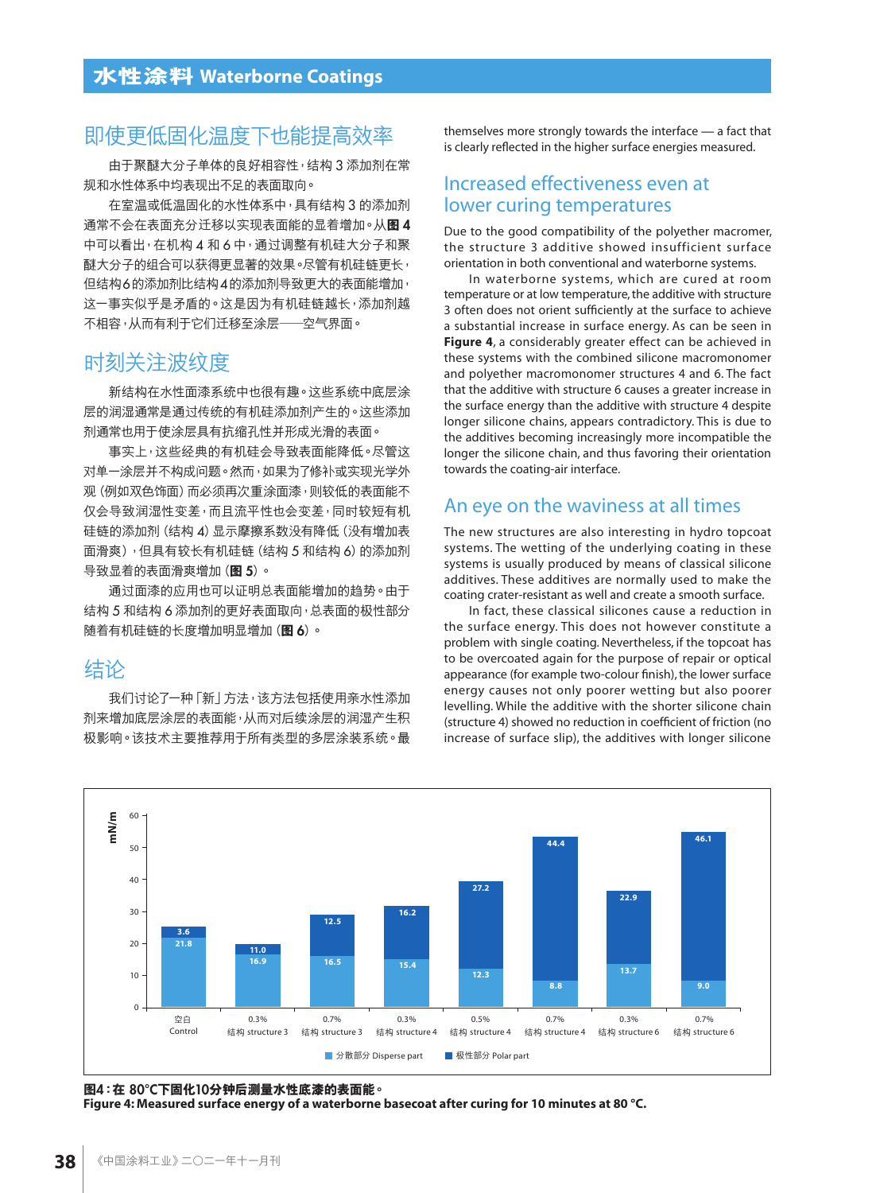## 即使更低固化温度下也能提高效率

由于聚醚大分子单体的良好相容性，结构 3 添加剂在常规和水性体系中均表现出不足的表面取向。

在室温或低温固化的水性体系中，具有结构 3 的添加剂通常不会在表面充分迁移以实现表面能的显著增加。从**图 4** 中可以看出，在机构 4 和 6 中，通过调整有机硅大分子和聚醚大分子的组合可以获得更显著的效果。尽管有机硅链更长，但结构6的添加剂比结构4的添加剂导致更大的表面能增加，这一事实似乎是矛盾的。这是因为有机硅链越长，添加剂越不相容，从而有利于它们迁移至涂层——空气界面。

## 时刻关注波纹度

新结构在水性面漆系统中也很有趣。这些系统中底层涂层的润湿通常是通过传统的有机硅添加剂产生的。这些添加剂通常也用于使涂层具有抗缩孔性并形成光滑的表面。

事实上，这些经典的有机硅会导致表面能降低。尽管这对单一涂层并不构成问题。然而，如果为了修补或实现光学外观（例如双色饰面）而必须再次重涂面漆，则较低的表面能不仅会导致润湿性变差，而且流平性也会变差，同时较短有机硅链的添加剂（结构 4）显示摩擦系数没有降低（没有增加表面滑爽），但具有较长有机硅链（结构 5 和结构 6）的添加剂导致显著的表面滑爽增加（**图 5**）。

通过面漆的应用也可以证明总表面能增加的趋势。由于结构 5 和结构 6 添加剂的更好表面取向，总表面的极性部分随着有机硅链的长度增加明显增加（**图 6**）。

## 结论

我们讨论了一种「新」方法，该方法包括使用亲水性添加剂来增加底层涂层的表面能，从而对后续涂层的润湿产生积极影响。该技术主要推荐用于所有类型的多层涂装系统。最

themselves more strongly towards the interface — a fact that is clearly reflected in the higher surface energies measured.

## Increased effectiveness even at lower curing temperatures

Due to the good compatibility of the polyether macromer, the structure 3 additive showed insufficient surface orientation in both conventional and waterborne systems.

In waterborne systems, which are cured at room temperature or at low temperature, the additive with structure 3 often does not orient sufficiently at the surface to achieve a substantial increase in surface energy. As can be seen in **Figure 4**, a considerably greater effect can be achieved in these systems with the combined silicone macromonomer and polyether macromonomer structures 4 and 6. The fact that the additive with structure 6 causes a greater increase in the surface energy than the additive with structure 4 despite longer silicone chains, appears contradictory. This is due to the additives becoming increasingly more incompatible the longer the silicone chain, and thus favoring their orientation towards the coating-air interface.

## An eye on the waviness at all times

The new structures are also interesting in hydro topcoat systems. The wetting of the underlying coating in these systems is usually produced by means of classical silicone additives. These additives are normally used to make the coating crater-resistant as well and create a smooth surface.

In fact, these classical silicones cause a reduction in the surface energy. This does not however constitute a problem with single coating. Nevertheless, if the topcoat has to be overcoated again for the purpose of repair or optical appearance (for example two-colour finish), the lower surface energy causes not only poorer wetting but also poorer levelling. While the additive with the shorter silicone chain (structure 4) showed no reduction in coefficient of friction (no increase of surface slip), the additives with longer silicone

| mN/m | 空白 Control | 0.3% 结构 structure 3 | 0.7% 结构 structure 3 | 0.3% 结构 structure 4 | 0.5% 结构 structure 4 | 0.7% 结构 structure 4 | 0.3% 结构 structure 6 | 0.7% 结构 structure 6 |
|---|---|---|---|---|---|---|---|---|
| 极性部分 Polar part | 3.6 | 11.0 | 12.5 | 16.2 | 27.2 | 44.4 | 22.9 | 46.1 |
| 分散部分 Disperse part | 21.8 | 16.9 | 16.5 | 15.4 | 12.3 | 8.8 | 13.7 | 9.0 |

**图4：在 80°C下固化10分钟后测量水性底漆的表面能。**
**Figure 4: Measured surface energy of a waterborne basecoat after curing for 10 minutes at 80 °C.**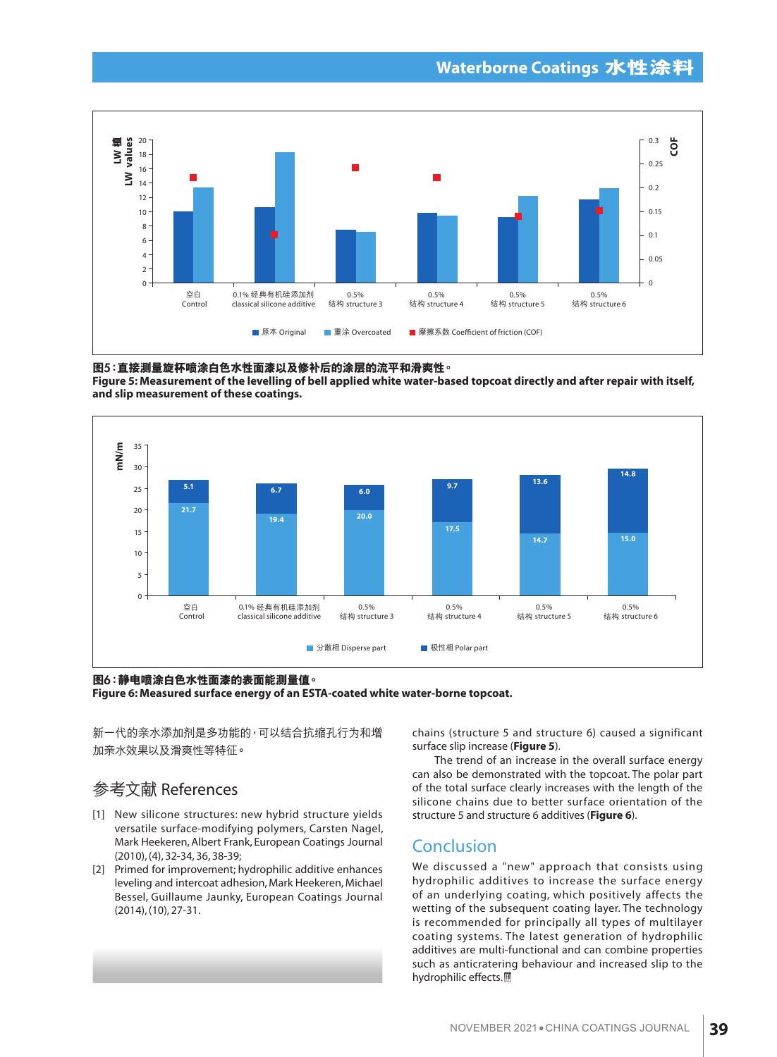LW 值
LW values
20
18
16
14
12
10
8
6
4
2
0

COF
0.3
0.25
0.2
0.15
0.1
0.05
0

空白
Control
0.1% 经典有机硅添加剂
classical silicone additive
0.5%
结构 structure 3
0.5%
结构 structure 4
0.5%
结构 structure 5
0.5%
结构 structure 6

原本 Original　重涂 Overcoated　摩擦系数 Coefficient of friction (COF)

**图5：直接测量旋杯喷涂白色水性面漆以及修补后的涂层的流平和滑爽性。**
**Figure 5: Measurement of the levelling of bell applied white water-based topcoat directly and after repair with itself, and slip measurement of these coatings.**

mN/m
35
30
25
20
15
10
5
0

5.1
21.7
6.7
19.4
6.0
20.0
9.7
17.5
13.6
14.7
14.8
15.0

空白
Control
0.1% 经典有机硅添加剂
classical silicone additive
0.5%
结构 structure 3
0.5%
结构 structure 4
0.5%
结构 structure 5
0.5%
结构 structure 6

分散相 Disperse part　极性相 Polar part

**图6：静电喷涂白色水性面漆的表面能测量值。**
**Figure 6: Measured surface energy of an ESTA-coated white water-borne topcoat.**

新一代的亲水添加剂是多功能的，可以结合抗缩孔行为和增加亲水效果以及滑爽性等特征。

## 参考文献 References

[1] New silicone structures: new hybrid structure yields versatile surface-modifying polymers, Carsten Nagel, Mark Heekeren, Albert Frank, European Coatings Journal (2010), (4), 32-34, 36, 38-39;

[2] Primed for improvement; hydrophilic additive enhances leveling and intercoat adhesion, Mark Heekeren, Michael Bessel, Guillaume Jaunky, European Coatings Journal (2014), (10), 27-31.

chains (structure 5 and structure 6) caused a significant surface slip increase (**Figure 5**).

The trend of an increase in the overall surface energy can also be demonstrated with the topcoat. The polar part of the total surface clearly increases with the length of the silicone chains due to better surface orientation of the structure 5 and structure 6 additives (**Figure 6**).

## Conclusion

We discussed a "new" approach that consists using hydrophilic additives to increase the surface energy of an underlying coating, which positively affects the wetting of the subsequent coating layer. The technology is recommended for principally all types of multilayer coating systems. The latest generation of hydrophilic additives are multi-functional and can combine properties such as anticratering behaviour and increased slip to the hydrophilic effects.